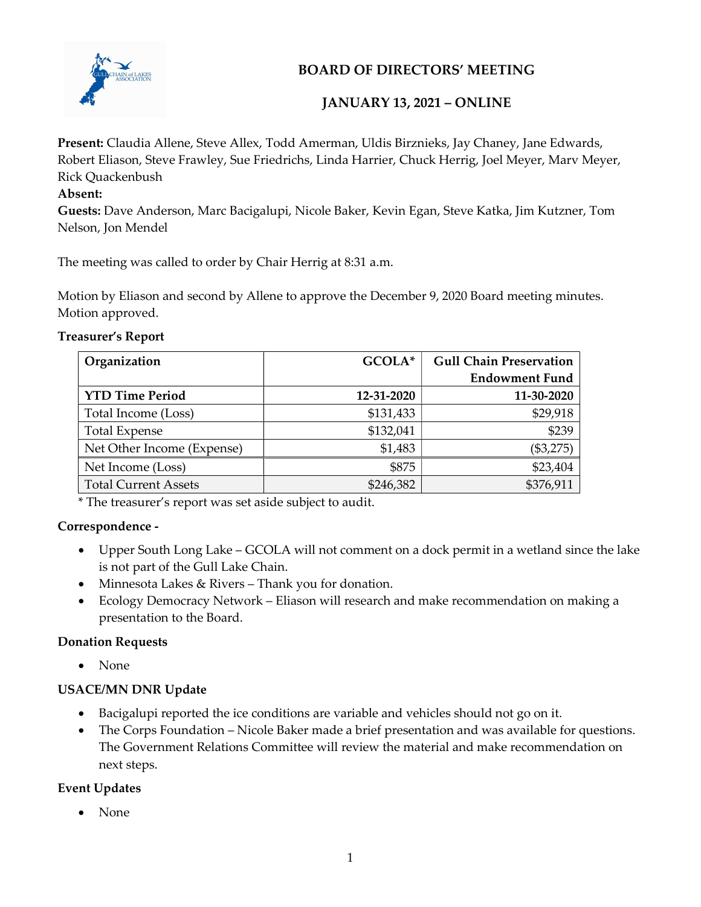# BOARD OF DIRECTORS' MEETING

## JANUARY 13, 2021 – ONLINE

**Present:** Claudia Allene, Steve Allex, Todd Amerman, Uldis Birznieks, Jay Chaney, Jane Edwards, Robert Eliason, Steve Frawley, Sue Friedrichs, Linda Harrier, Chuck Herrig, Joel Meyer, Marv Meyer, Rick Quackenbush

**Absent:**

**Guests:** Dave Anderson, Marc Bacigalupi, Nicole Baker, Kevin Egan, Steve Katka, Jim Kutzner, Tom Nelson, Jon Mendel

The meeting was called to order by Chair Herrig at 8:31 a.m.

Motion by Eliason and second by Allene to approve the December 9, 2020 Board meeting minutes. Motion approved.

**Treasurer's Report**

| Organization | GCOLA* | Gull Chain Preservation Endowment Fund |
|---|---:|---:|
| **YTD Time Period** | **12-31-2020** | **11-30-2020** |
| Total Income (Loss) | $131,433 | $29,918 |
| Total Expense | $132,041 | $239 |
| Net Other Income (Expense) | $1,483 | ($3,275) |
| Net Income (Loss) | $875 | $23,404 |
| Total Current Assets | $246,382 | $376,911 |

\* The treasurer's report was set aside subject to audit.

**Correspondence -**

- Upper South Long Lake – GCOLA will not comment on a dock permit in a wetland since the lake is not part of the Gull Lake Chain.
- Minnesota Lakes & Rivers – Thank you for donation.
- Ecology Democracy Network – Eliason will research and make recommendation on making a presentation to the Board.

**Donation Requests**

- None

**USACE/MN DNR Update**

- Bacigalupi reported the ice conditions are variable and vehicles should not go on it.
- The Corps Foundation – Nicole Baker made a brief presentation and was available for questions. The Government Relations Committee will review the material and make recommendation on next steps.

**Event Updates**

- None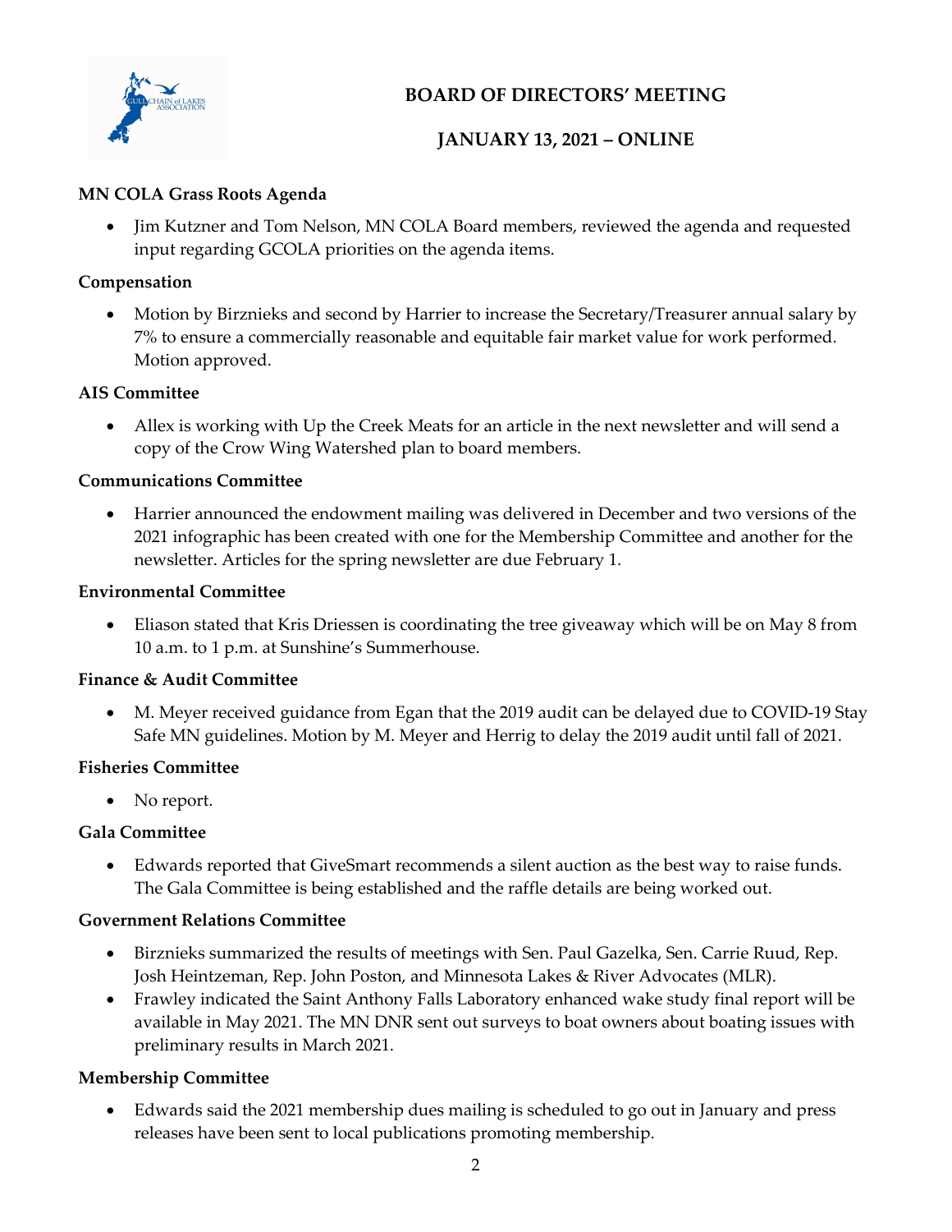# BOARD OF DIRECTORS' MEETING

## JANUARY 13, 2021 – ONLINE

**MN COLA Grass Roots Agenda**

- Jim Kutzner and Tom Nelson, MN COLA Board members, reviewed the agenda and requested input regarding GCOLA priorities on the agenda items.

**Compensation**

- Motion by Birznieks and second by Harrier to increase the Secretary/Treasurer annual salary by 7% to ensure a commercially reasonable and equitable fair market value for work performed. Motion approved.

**AIS Committee**

- Allex is working with Up the Creek Meats for an article in the next newsletter and will send a copy of the Crow Wing Watershed plan to board members.

**Communications Committee**

- Harrier announced the endowment mailing was delivered in December and two versions of the 2021 infographic has been created with one for the Membership Committee and another for the newsletter. Articles for the spring newsletter are due February 1.

**Environmental Committee**

- Eliason stated that Kris Driessen is coordinating the tree giveaway which will be on May 8 from 10 a.m. to 1 p.m. at Sunshine's Summerhouse.

**Finance & Audit Committee**

- M. Meyer received guidance from Egan that the 2019 audit can be delayed due to COVID-19 Stay Safe MN guidelines. Motion by M. Meyer and Herrig to delay the 2019 audit until fall of 2021.

**Fisheries Committee**

- No report.

**Gala Committee**

- Edwards reported that GiveSmart recommends a silent auction as the best way to raise funds. The Gala Committee is being established and the raffle details are being worked out.

**Government Relations Committee**

- Birznieks summarized the results of meetings with Sen. Paul Gazelka, Sen. Carrie Ruud, Rep. Josh Heintzeman, Rep. John Poston, and Minnesota Lakes & River Advocates (MLR).
- Frawley indicated the Saint Anthony Falls Laboratory enhanced wake study final report will be available in May 2021. The MN DNR sent out surveys to boat owners about boating issues with preliminary results in March 2021.

**Membership Committee**

- Edwards said the 2021 membership dues mailing is scheduled to go out in January and press releases have been sent to local publications promoting membership.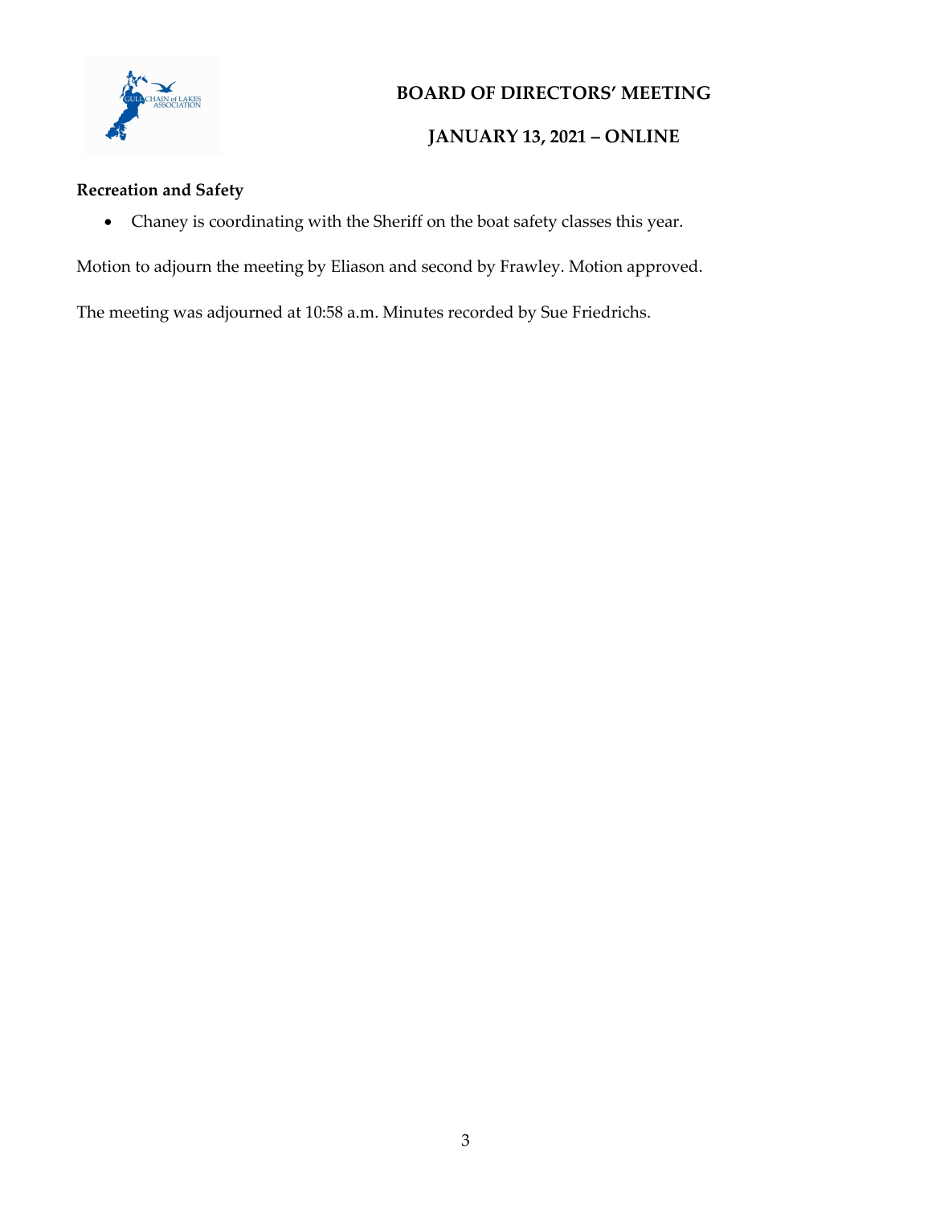**Recreation and Safety**

- Chaney is coordinating with the Sheriff on the boat safety classes this year.

Motion to adjourn the meeting by Eliason and second by Frawley. Motion approved.

The meeting was adjourned at 10:58 a.m. Minutes recorded by Sue Friedrichs.